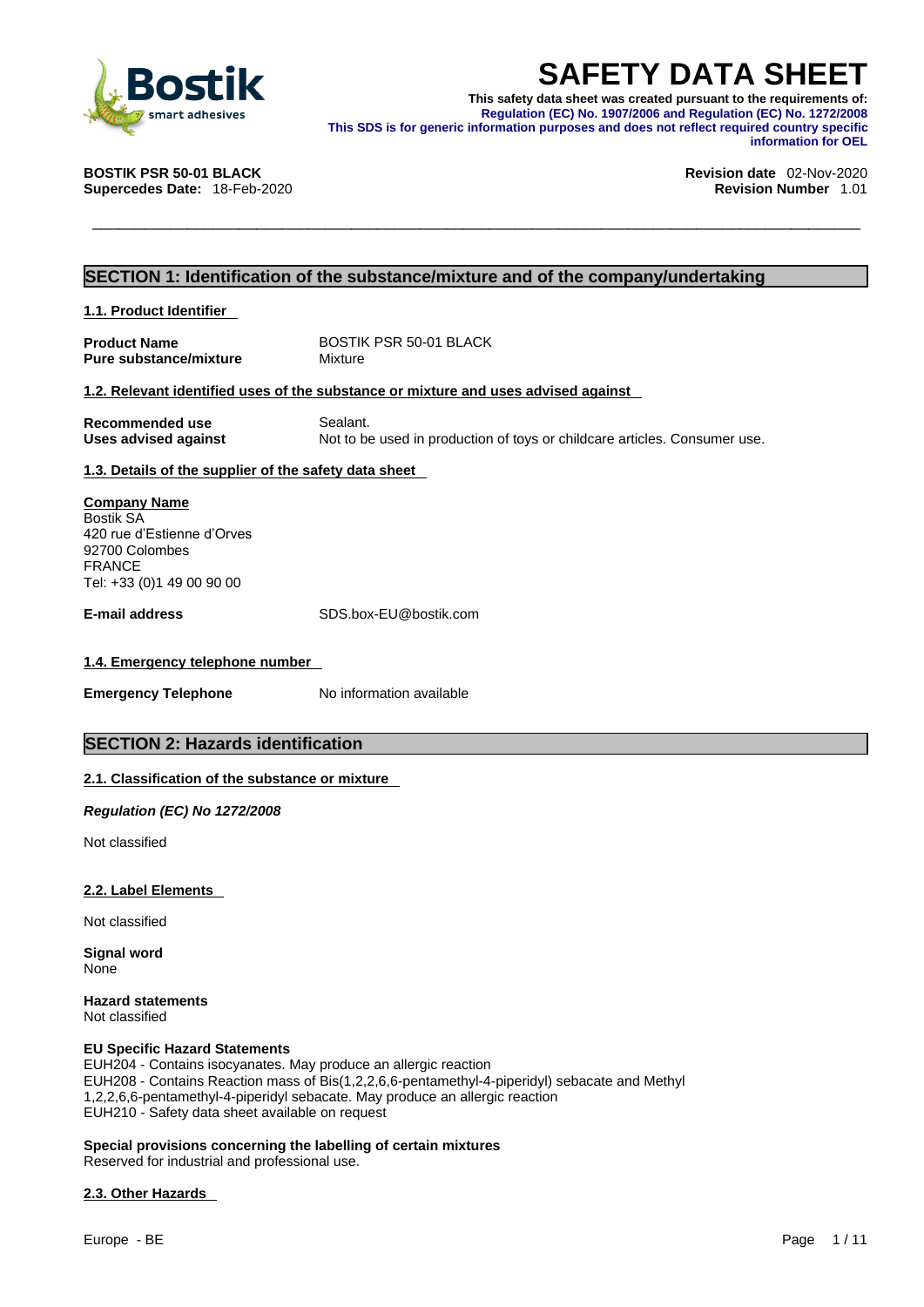# SAFETY DATA SHEET

**This safety data sheet was created pursuant to the requirements of:**
**Regulation (EC) No. 1907/2006 and Regulation (EC) No. 1272/2008**
**This SDS is for generic information purposes and does not reflect required country specific information for OEL**

**BOSTIK PSR 50-01 BLACK**
**Supercedes Date:** 18-Feb-2020

**Revision date** 02-Nov-2020
**Revision Number** 1.01

## SECTION 1: Identification of the substance/mixture and of the company/undertaking

### 1.1. Product Identifier

**Product Name** BOSTIK PSR 50-01 BLACK
**Pure substance/mixture** Mixture

### 1.2. Relevant identified uses of the substance or mixture and uses advised against

**Recommended use** Sealant.
**Uses advised against** Not to be used in production of toys or childcare articles. Consumer use.

### 1.3. Details of the supplier of the safety data sheet

**Company Name**
Bostik SA
420 rue d'Estienne d'Orves
92700 Colombes
FRANCE
Tel: +33 (0)1 49 00 90 00

**E-mail address** SDS.box-EU@bostik.com

### 1.4. Emergency telephone number

**Emergency Telephone** No information available

## SECTION 2: Hazards identification

### 2.1. Classification of the substance or mixture

***Regulation (EC) No 1272/2008***

Not classified

### 2.2. Label Elements

Not classified

**Signal word**
None

**Hazard statements**
Not classified

**EU Specific Hazard Statements**
EUH204 - Contains isocyanates. May produce an allergic reaction
EUH208 - Contains Reaction mass of Bis(1,2,2,6,6-pentamethyl-4-piperidyl) sebacate and Methyl 1,2,2,6,6-pentamethyl-4-piperidyl sebacate. May produce an allergic reaction
EUH210 - Safety data sheet available on request

**Special provisions concerning the labelling of certain mixtures**
Reserved for industrial and professional use.

### 2.3. Other Hazards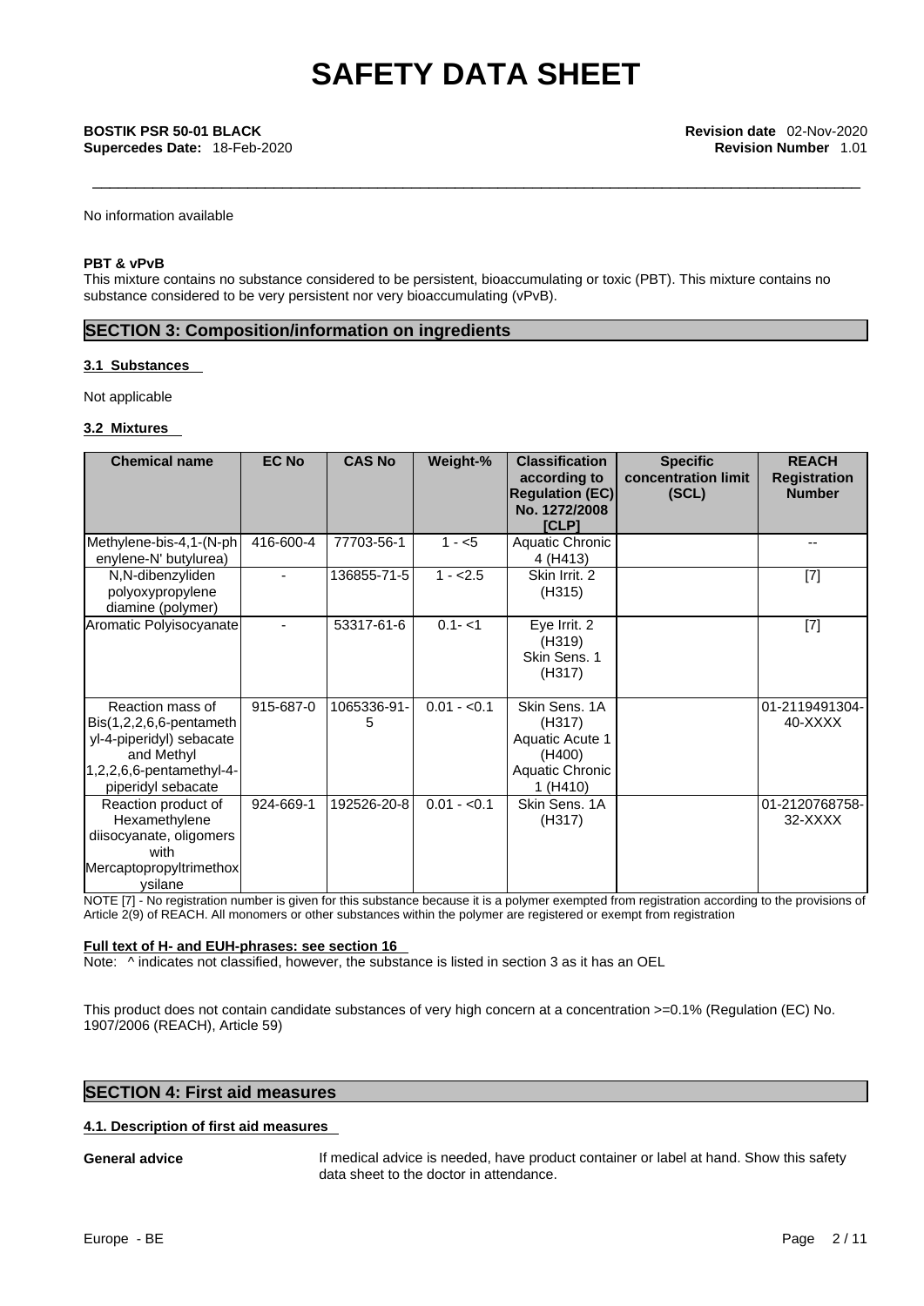No information available

**PBT & vPvB**

This mixture contains no substance considered to be persistent, bioaccumulating or toxic (PBT). This mixture contains no substance considered to be very persistent nor very bioaccumulating (vPvB).

## SECTION 3: Composition/information on ingredients

### 3.1 Substances

Not applicable

### 3.2 Mixtures

| Chemical name | EC No | CAS No | Weight-% | Classification according to Regulation (EC) No. 1272/2008 [CLP] | Specific concentration limit (SCL) | REACH Registration Number |
|---|---|---|---|---|---|---|
| Methylene-bis-4,1-(N-phenylene-N' butylurea) | 416-600-4 | 77703-56-1 | 1 - <5 | Aquatic Chronic 4 (H413) | | -- |
| N,N-dibenzyliden polyoxypropylene diamine (polymer) | - | 136855-71-5 | 1 - <2.5 | Skin Irrit. 2 (H315) | | [7] |
| Aromatic Polyisocyanate | - | 53317-61-6 | 0.1- <1 | Eye Irrit. 2 (H319) Skin Sens. 1 (H317) | | [7] |
| Reaction mass of Bis(1,2,2,6,6-pentamethyl-4-piperidyl) sebacate and Methyl 1,2,2,6,6-pentamethyl-4-piperidyl sebacate | 915-687-0 | 1065336-91-5 | 0.01 - <0.1 | Skin Sens. 1A (H317) Aquatic Acute 1 (H400) Aquatic Chronic 1 (H410) | | 01-2119491304-40-XXXX |
| Reaction product of Hexamethylene diisocyanate, oligomers with Mercaptopropyltrimethoxysilane | 924-669-1 | 192526-20-8 | 0.01 - <0.1 | Skin Sens. 1A (H317) | | 01-2120768758-32-XXXX |

NOTE [7] - No registration number is given for this substance because it is a polymer exempted from registration according to the provisions of Article 2(9) of REACH. All monomers or other substances within the polymer are registered or exempt from registration

**Full text of H- and EUH-phrases: see section 16**

Note: ^ indicates not classified, however, the substance is listed in section 3 as it has an OEL

This product does not contain candidate substances of very high concern at a concentration >=0.1% (Regulation (EC) No. 1907/2006 (REACH), Article 59)

## SECTION 4: First aid measures

### 4.1. Description of first aid measures

**General advice** If medical advice is needed, have product container or label at hand. Show this safety data sheet to the doctor in attendance.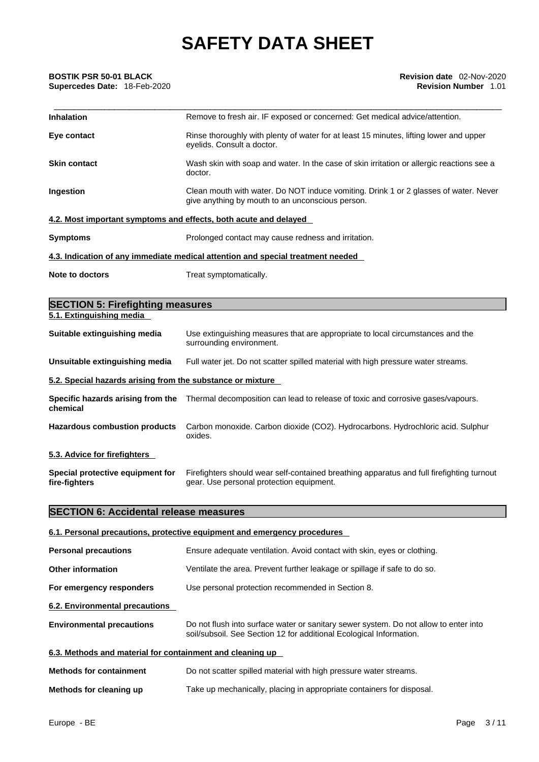| | |
|---|---|
| **Inhalation** | Remove to fresh air. IF exposed or concerned: Get medical advice/attention. |
| **Eye contact** | Rinse thoroughly with plenty of water for at least 15 minutes, lifting lower and upper eyelids. Consult a doctor. |
| **Skin contact** | Wash skin with soap and water. In the case of skin irritation or allergic reactions see a doctor. |
| **Ingestion** | Clean mouth with water. Do NOT induce vomiting. Drink 1 or 2 glasses of water. Never give anything by mouth to an unconscious person. |

### 4.2. Most important symptoms and effects, both acute and delayed

| | |
|---|---|
| **Symptoms** | Prolonged contact may cause redness and irritation. |

### 4.3. Indication of any immediate medical attention and special treatment needed

| | |
|---|---|
| **Note to doctors** | Treat symptomatically. |

## SECTION 5: Firefighting measures

### 5.1. Extinguishing media

| | |
|---|---|
| **Suitable extinguishing media** | Use extinguishing measures that are appropriate to local circumstances and the surrounding environment. |
| **Unsuitable extinguishing media** | Full water jet. Do not scatter spilled material with high pressure water streams. |

### 5.2. Special hazards arising from the substance or mixture

| | |
|---|---|
| **Specific hazards arising from the chemical** | Thermal decomposition can lead to release of toxic and corrosive gases/vapours. |
| **Hazardous combustion products** | Carbon monoxide. Carbon dioxide ($CO_2$). Hydrocarbons. Hydrochloric acid. Sulphur oxides. |

### 5.3. Advice for firefighters

| | |
|---|---|
| **Special protective equipment for fire-fighters** | Firefighters should wear self-contained breathing apparatus and full firefighting turnout gear. Use personal protection equipment. |

## SECTION 6: Accidental release measures

### 6.1. Personal precautions, protective equipment and emergency procedures

| | |
|---|---|
| **Personal precautions** | Ensure adequate ventilation. Avoid contact with skin, eyes or clothing. |
| **Other information** | Ventilate the area. Prevent further leakage or spillage if safe to do so. |
| **For emergency responders** | Use personal protection recommended in Section 8. |

### 6.2. Environmental precautions

| | |
|---|---|
| **Environmental precautions** | Do not flush into surface water or sanitary sewer system. Do not allow to enter into soil/subsoil. See Section 12 for additional Ecological Information. |

### 6.3. Methods and material for containment and cleaning up

| | |
|---|---|
| **Methods for containment** | Do not scatter spilled material with high pressure water streams. |
| **Methods for cleaning up** | Take up mechanically, placing in appropriate containers for disposal. |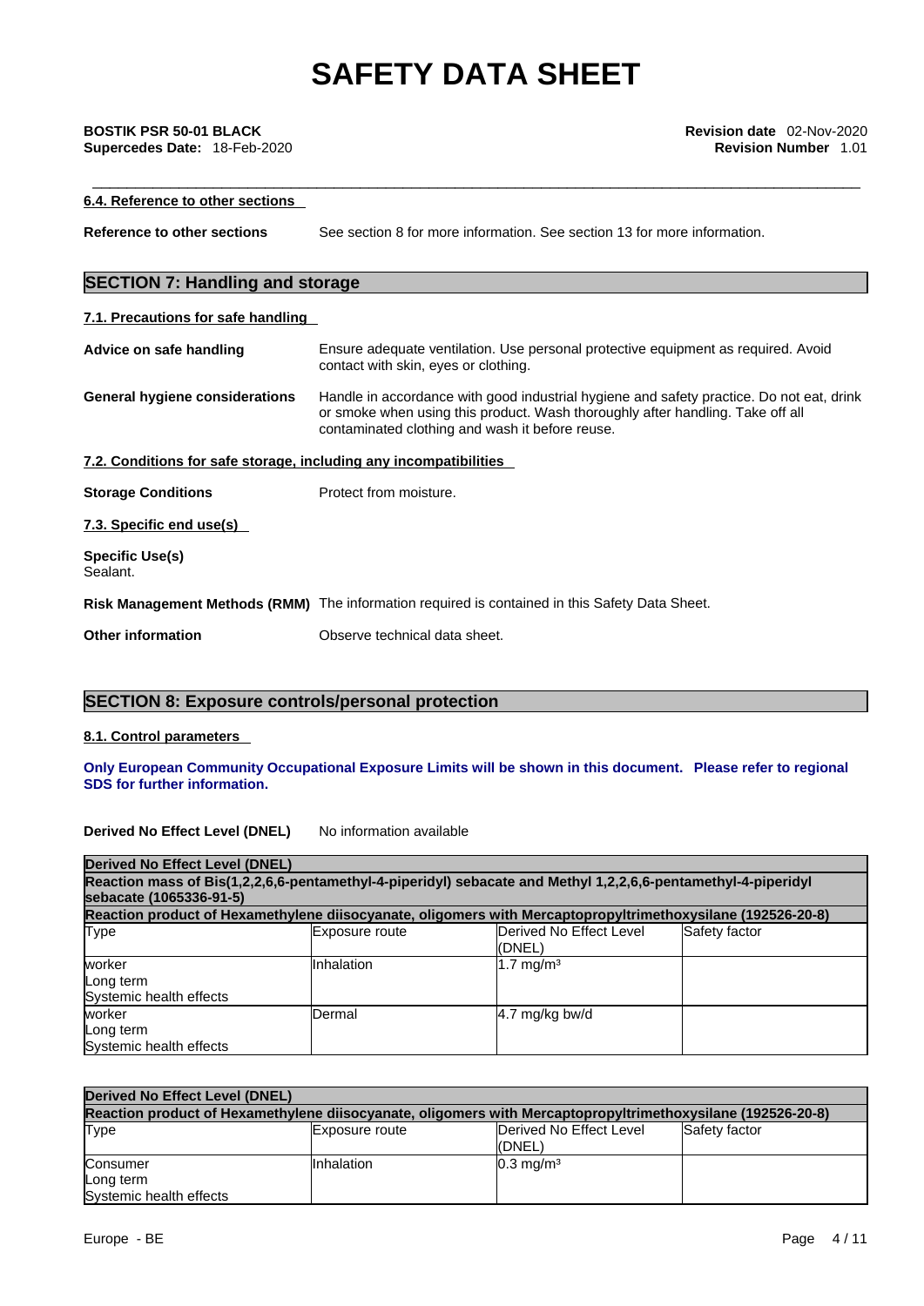#### 6.4. Reference to other sections

**Reference to other sections** See section 8 for more information. See section 13 for more information.

## SECTION 7: Handling and storage

#### 7.1. Precautions for safe handling

**Advice on safe handling** Ensure adequate ventilation. Use personal protective equipment as required. Avoid contact with skin, eyes or clothing.

**General hygiene considerations** Handle in accordance with good industrial hygiene and safety practice. Do not eat, drink or smoke when using this product. Wash thoroughly after handling. Take off all contaminated clothing and wash it before reuse.

#### 7.2. Conditions for safe storage, including any incompatibilities

**Storage Conditions** Protect from moisture.

#### 7.3. Specific end use(s)

**Specific Use(s)**
Sealant.

**Risk Management Methods (RMM)** The information required is contained in this Safety Data Sheet.

**Other information** Observe technical data sheet.

## SECTION 8: Exposure controls/personal protection

#### 8.1. Control parameters

**Only European Community Occupational Exposure Limits will be shown in this document. Please refer to regional SDS for further information.**

**Derived No Effect Level (DNEL)** No information available

| **Derived No Effect Level (DNEL)** | | | |
|---|---|---|---|
| **Reaction mass of Bis(1,2,2,6,6-pentamethyl-4-piperidyl) sebacate and Methyl 1,2,2,6,6-pentamethyl-4-piperidyl sebacate (1065336-91-5)** | | | |
| **Reaction product of Hexamethylene diisocyanate, oligomers with Mercaptopropyltrimethoxysilane (192526-20-8)** | | | |
| Type | Exposure route | Derived No Effect Level (DNEL) | Safety factor |
| worker<br>Long term<br>Systemic health effects | Inhalation | 1.7 mg/m³ | |
| worker<br>Long term<br>Systemic health effects | Dermal | 4.7 mg/kg bw/d | |

| **Derived No Effect Level (DNEL)** | | | |
|---|---|---|---|
| **Reaction product of Hexamethylene diisocyanate, oligomers with Mercaptopropyltrimethoxysilane (192526-20-8)** | | | |
| Type | Exposure route | Derived No Effect Level (DNEL) | Safety factor |
| Consumer<br>Long term<br>Systemic health effects | Inhalation | 0.3 mg/m³ | |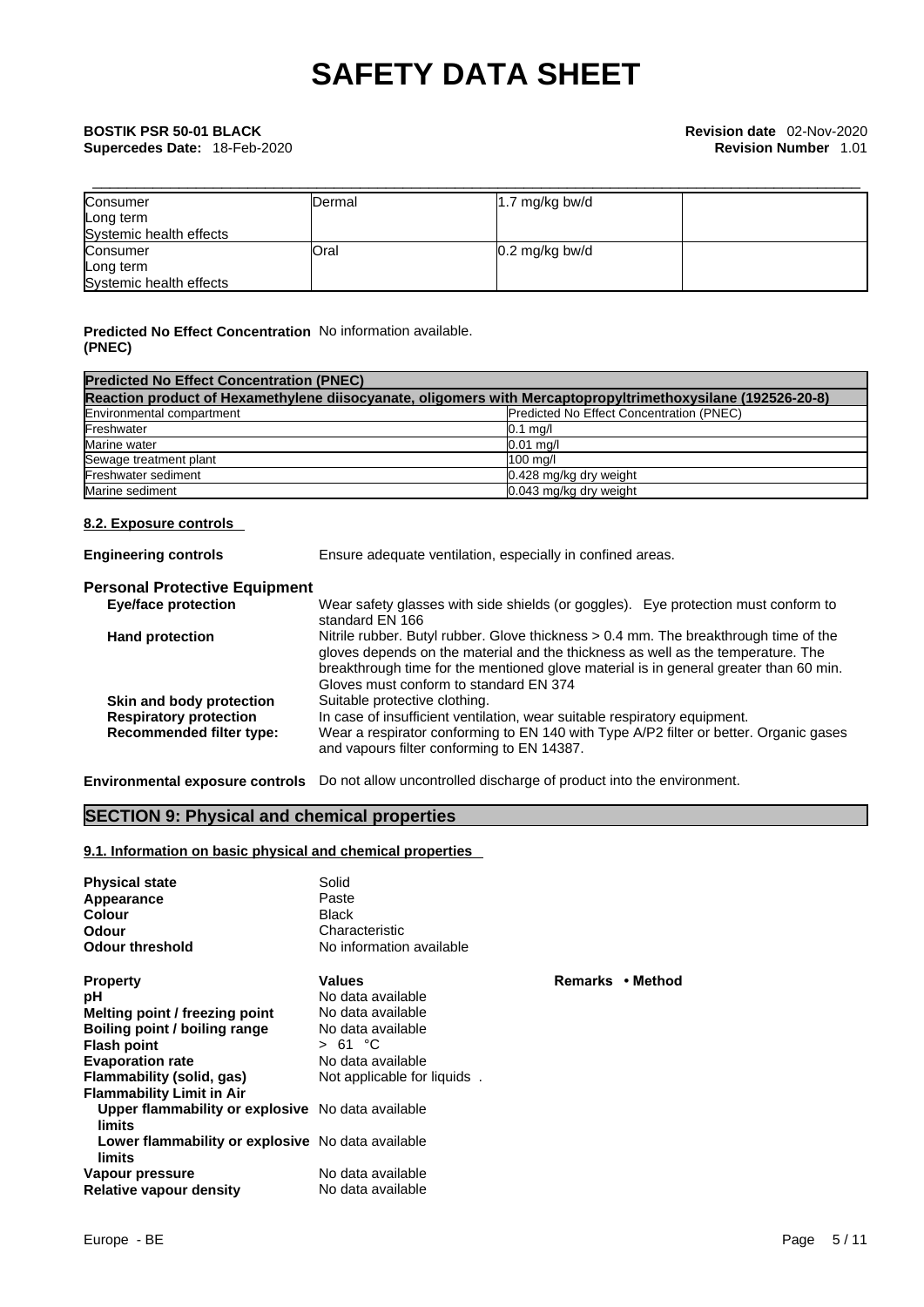| Consumer Long term Systemic health effects | Dermal | 1.7 mg/kg bw/d | |
|---|---|---|---|
| Consumer Long term Systemic health effects | Oral | 0.2 mg/kg bw/d | |

**Predicted No Effect Concentration (PNEC)** No information available.

| **Predicted No Effect Concentration (PNEC)** | |
|---|---|
| **Reaction product of Hexamethylene diisocyanate, oligomers with Mercaptopropyltrimethoxysilane (192526-20-8)** | |
| Environmental compartment | Predicted No Effect Concentration (PNEC) |
| Freshwater | 0.1 mg/l |
| Marine water | 0.01 mg/l |
| Sewage treatment plant | 100 mg/l |
| Freshwater sediment | 0.428 mg/kg dry weight |
| Marine sediment | 0.043 mg/kg dry weight |

### 8.2. Exposure controls

**Engineering controls** Ensure adequate ventilation, especially in confined areas.

**Personal Protective Equipment**

**Eye/face protection** Wear safety glasses with side shields (or goggles). Eye protection must conform to standard EN 166

**Hand protection** Nitrile rubber. Butyl rubber. Glove thickness > 0.4 mm. The breakthrough time of the gloves depends on the material and the thickness as well as the temperature. The breakthrough time for the mentioned glove material is in general greater than 60 min. Gloves must conform to standard EN 374

**Skin and body protection** Suitable protective clothing.

**Respiratory protection** In case of insufficient ventilation, wear suitable respiratory equipment.

**Recommended filter type:** Wear a respirator conforming to EN 140 with Type A/P2 filter or better. Organic gases and vapours filter conforming to EN 14387.

**Environmental exposure controls** Do not allow uncontrolled discharge of product into the environment.

## SECTION 9: Physical and chemical properties

### 9.1. Information on basic physical and chemical properties

**Physical state** Solid
**Appearance** Paste
**Colour** Black
**Odour** Characteristic
**Odour threshold** No information available

| **Property** | **Values** | **Remarks • Method** |
|---|---|---|
| **pH** | No data available | |
| **Melting point / freezing point** | No data available | |
| **Boiling point / boiling range** | No data available | |
| **Flash point** | > 61 °C | |
| **Evaporation rate** | No data available | |
| **Flammability (solid, gas)** | Not applicable for liquids . | |
| **Flammability Limit in Air** | | |
| **Upper flammability or explosive limits** | No data available | |
| **Lower flammability or explosive limits** | No data available | |
| **Vapour pressure** | No data available | |
| **Relative vapour density** | No data available | |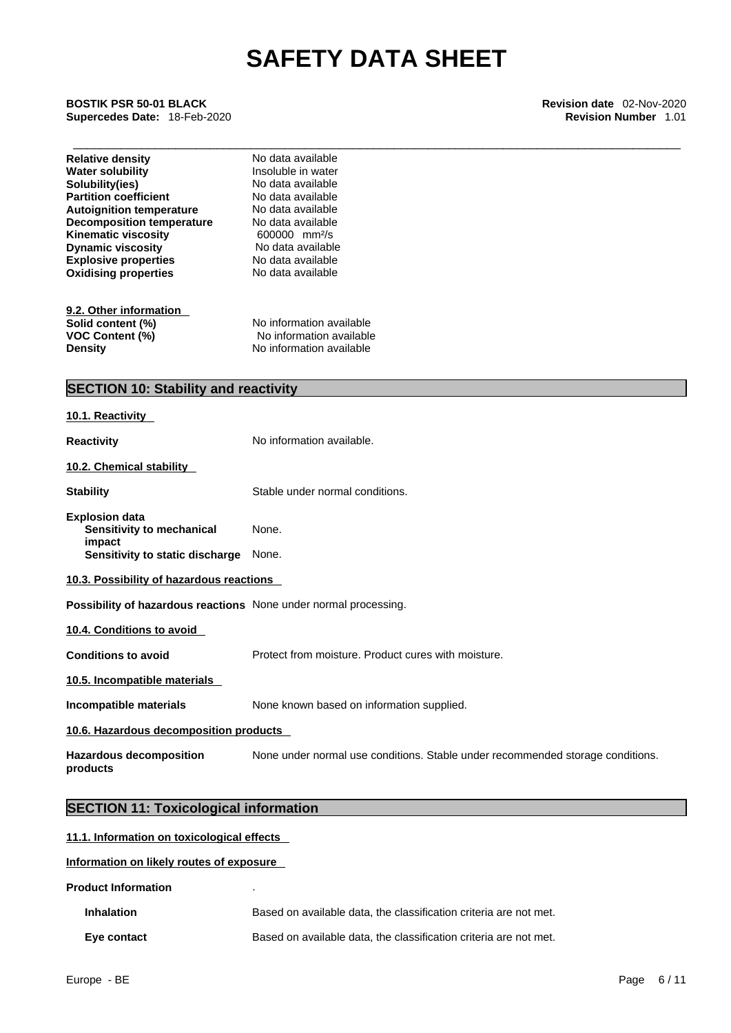| | |
|---|---|
| **Relative density** | No data available |
| **Water solubility** | Insoluble in water |
| **Solubility(ies)** | No data available |
| **Partition coefficient** | No data available |
| **Autoignition temperature** | No data available |
| **Decomposition temperature** | No data available |
| **Kinematic viscosity** | 600000 mm²/s |
| **Dynamic viscosity** | No data available |
| **Explosive properties** | No data available |
| **Oxidising properties** | No data available |

**9.2. Other information**

| | |
|---|---|
| **Solid content (%)** | No information available |
| **VOC Content (%)** | No information available |
| **Density** | No information available |

## SECTION 10: Stability and reactivity

**10.1. Reactivity**

**Reactivity** No information available.

**10.2. Chemical stability**

**Stability** Stable under normal conditions.

**Explosion data**
- **Sensitivity to mechanical impact** None.
- **Sensitivity to static discharge** None.

**10.3. Possibility of hazardous reactions**

**Possibility of hazardous reactions** None under normal processing.

**10.4. Conditions to avoid**

**Conditions to avoid** Protect from moisture. Product cures with moisture.

**10.5. Incompatible materials**

**Incompatible materials** None known based on information supplied.

**10.6. Hazardous decomposition products**

**Hazardous decomposition products** None under normal use conditions. Stable under recommended storage conditions.

## SECTION 11: Toxicological information

**11.1. Information on toxicological effects**

**Information on likely routes of exposure**

**Product Information** .

- **Inhalation** Based on available data, the classification criteria are not met.
- **Eye contact** Based on available data, the classification criteria are not met.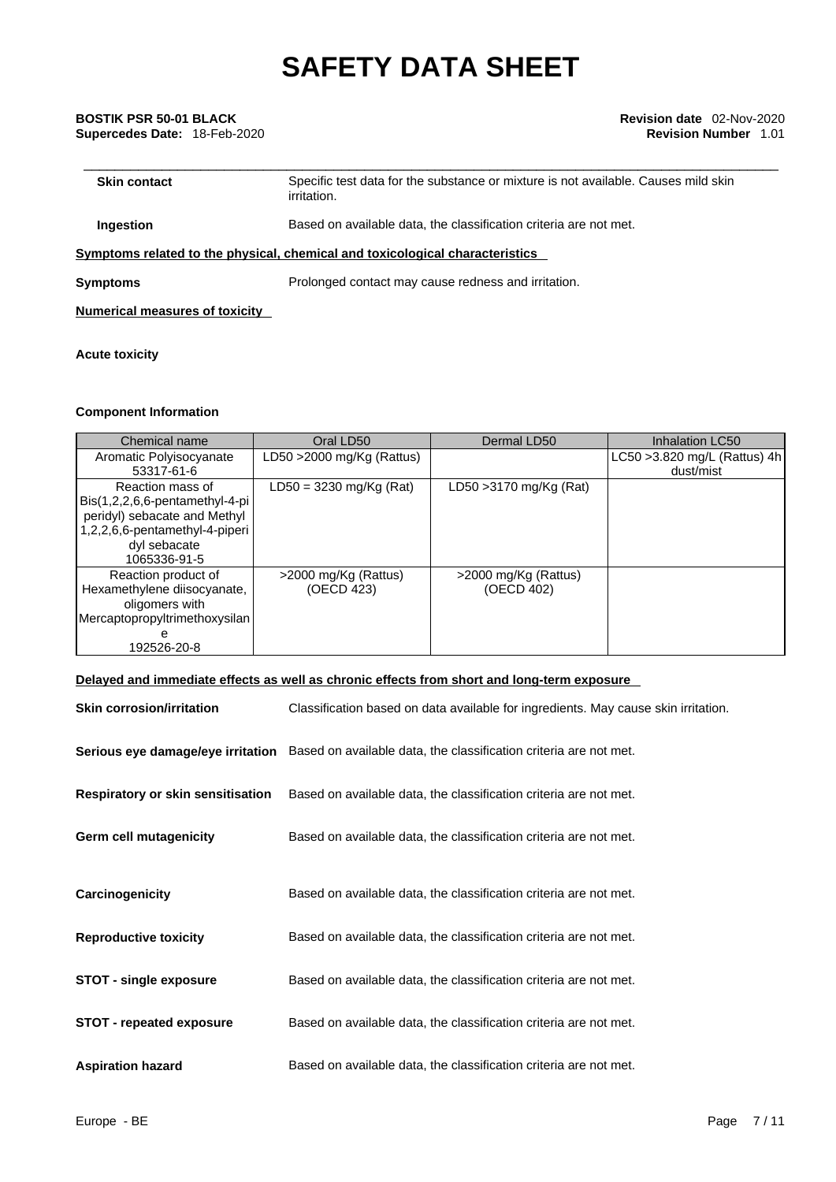| | |
|---|---|
| **Skin contact** | Specific test data for the substance or mixture is not available. Causes mild skin irritation. |
| **Ingestion** | Based on available data, the classification criteria are not met. |

**Symptoms related to the physical, chemical and toxicological characteristics**

| | |
|---|---|
| **Symptoms** | Prolonged contact may cause redness and irritation. |

**Numerical measures of toxicity**

**Acute toxicity**

**Component Information**

| Chemical name | Oral LD50 | Dermal LD50 | Inhalation LC50 |
|---|---|---|---|
| Aromatic Polyisocyanate 53317-61-6 | LD50 >2000 mg/Kg (Rattus) | | LC50 >3.820 mg/L (Rattus) 4h dust/mist |
| Reaction mass of Bis(1,2,2,6,6-pentamethyl-4-piperidyl) sebacate and Methyl 1,2,2,6,6-pentamethyl-4-piperidyl sebacate 1065336-91-5 | LD50 = 3230 mg/Kg (Rat) | LD50 >3170 mg/Kg (Rat) | |
| Reaction product of Hexamethylene diisocyanate, oligomers with Mercaptopropyltrimethoxysilane 192526-20-8 | >2000 mg/Kg (Rattus) (OECD 423) | >2000 mg/Kg (Rattus) (OECD 402) | |

**Delayed and immediate effects as well as chronic effects from short and long-term exposure**

| | |
|---|---|
| **Skin corrosion/irritation** | Classification based on data available for ingredients. May cause skin irritation. |
| **Serious eye damage/eye irritation** | Based on available data, the classification criteria are not met. |
| **Respiratory or skin sensitisation** | Based on available data, the classification criteria are not met. |
| **Germ cell mutagenicity** | Based on available data, the classification criteria are not met. |
| **Carcinogenicity** | Based on available data, the classification criteria are not met. |
| **Reproductive toxicity** | Based on available data, the classification criteria are not met. |
| **STOT - single exposure** | Based on available data, the classification criteria are not met. |
| **STOT - repeated exposure** | Based on available data, the classification criteria are not met. |
| **Aspiration hazard** | Based on available data, the classification criteria are not met. |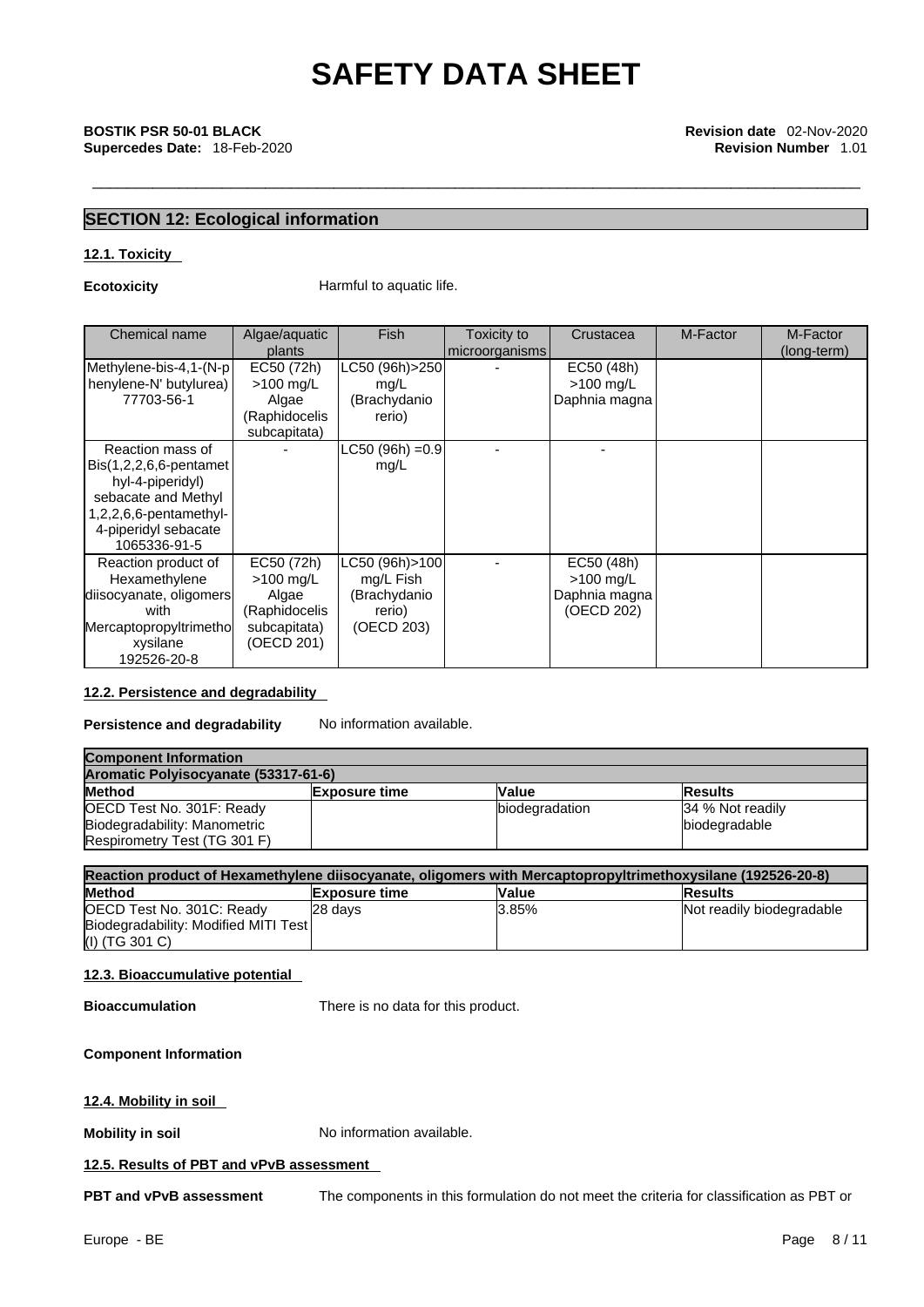# SAFETY DATA SHEET

**BOSTIK PSR 50-01 BLACK**
**Supercedes Date:** 18-Feb-2020

**Revision date** 02-Nov-2020
**Revision Number** 1.01

## SECTION 12: Ecological information

### 12.1. Toxicity

**Ecotoxicity** Harmful to aquatic life.

| Chemical name | Algae/aquatic plants | Fish | Toxicity to microorganisms | Crustacea | M-Factor | M-Factor (long-term) |
|---|---|---|---|---|---|---|
| Methylene-bis-4,1-(N-phenylene-N' butylurea) 77703-56-1 | EC50 (72h) >100 mg/L Algae (Raphidocelis subcapitata) | LC50 (96h)>250 mg/L (Brachydanio rerio) | - | EC50 (48h) >100 mg/L Daphnia magna | | |
| Reaction mass of Bis(1,2,2,6,6-pentamethyl-4-piperidyl) sebacate and Methyl 1,2,2,6,6-pentamethyl-4-piperidyl sebacate 1065336-91-5 | - | LC50 (96h) =0.9 mg/L | - | - | | |
| Reaction product of Hexamethylene diisocyanate, oligomers with Mercaptopropyltrimethoxysilane 192526-20-8 | EC50 (72h) >100 mg/L Algae (Raphidocelis subcapitata) (OECD 201) | LC50 (96h)>100 mg/L Fish (Brachydanio rerio) (OECD 203) | - | EC50 (48h) >100 mg/L Daphnia magna (OECD 202) | | |

### 12.2. Persistence and degradability

**Persistence and degradability** No information available.

| Component Information | | | |
|---|---|---|---|
| **Aromatic Polyisocyanate (53317-61-6)** | | | |
| **Method** | **Exposure time** | **Value** | **Results** |
| OECD Test No. 301F: Ready Biodegradability: Manometric Respirometry Test (TG 301 F) | | biodegradation | 34 % Not readily biodegradable |

| Reaction product of Hexamethylene diisocyanate, oligomers with Mercaptopropyltrimethoxysilane (192526-20-8) | | | |
|---|---|---|---|
| **Method** | **Exposure time** | **Value** | **Results** |
| OECD Test No. 301C: Ready Biodegradability: Modified MITI Test (I) (TG 301 C) | 28 days | 3.85% | Not readily biodegradable |

### 12.3. Bioaccumulative potential

**Bioaccumulation** There is no data for this product.

**Component Information**

### 12.4. Mobility in soil

**Mobility in soil** No information available.

### 12.5. Results of PBT and vPvB assessment

**PBT and vPvB assessment** The components in this formulation do not meet the criteria for classification as PBT or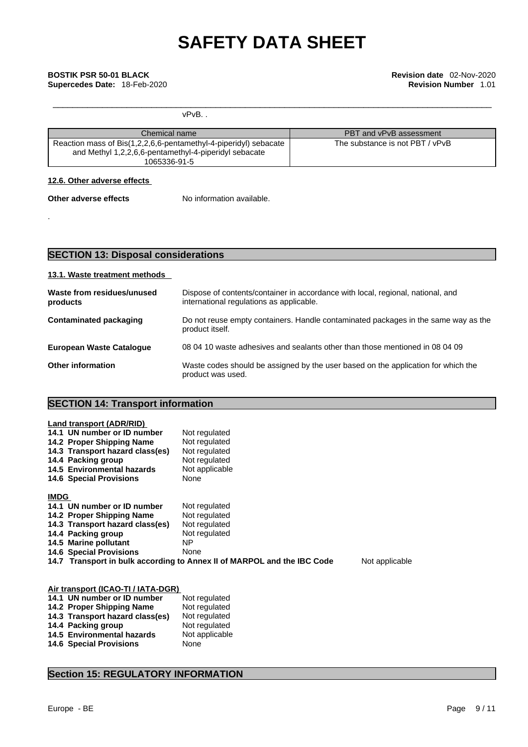vPvB. .

| Chemical name | PBT and vPvB assessment |
| --- | --- |
| Reaction mass of Bis(1,2,2,6,6-pentamethyl-4-piperidyl) sebacate and Methyl 1,2,2,6,6-pentamethyl-4-piperidyl sebacate 1065336-91-5 | The substance is not PBT / vPvB |

### 12.6. Other adverse effects

**Other adverse effects** No information available.

.

## SECTION 13: Disposal considerations

### 13.1. Waste treatment methods

**Waste from residues/unused products** Dispose of contents/container in accordance with local, regional, national, and international regulations as applicable.

**Contaminated packaging** Do not reuse empty containers. Handle contaminated packages in the same way as the product itself.

**European Waste Catalogue** 08 04 10 waste adhesives and sealants other than those mentioned in 08 04 09

**Other information** Waste codes should be assigned by the user based on the application for which the product was used.

## SECTION 14: Transport information

**Land transport (ADR/RID)**

| | |
| --- | --- |
| **14.1 UN number or ID number** | Not regulated |
| **14.2 Proper Shipping Name** | Not regulated |
| **14.3 Transport hazard class(es)** | Not regulated |
| **14.4 Packing group** | Not regulated |
| **14.5 Environmental hazards** | Not applicable |
| **14.6 Special Provisions** | None |

**IMDG**

| | |
| --- | --- |
| **14.1 UN number or ID number** | Not regulated |
| **14.2 Proper Shipping Name** | Not regulated |
| **14.3 Transport hazard class(es)** | Not regulated |
| **14.4 Packing group** | Not regulated |
| **14.5 Marine pollutant** | NP |
| **14.6 Special Provisions** | None |
| **14.7 Transport in bulk according to Annex II of MARPOL and the IBC Code** | Not applicable |

**Air transport (ICAO-TI / IATA-DGR)**

| | |
| --- | --- |
| **14.1 UN number or ID number** | Not regulated |
| **14.2 Proper Shipping Name** | Not regulated |
| **14.3 Transport hazard class(es)** | Not regulated |
| **14.4 Packing group** | Not regulated |
| **14.5 Environmental hazards** | Not applicable |
| **14.6 Special Provisions** | None |

## Section 15: REGULATORY INFORMATION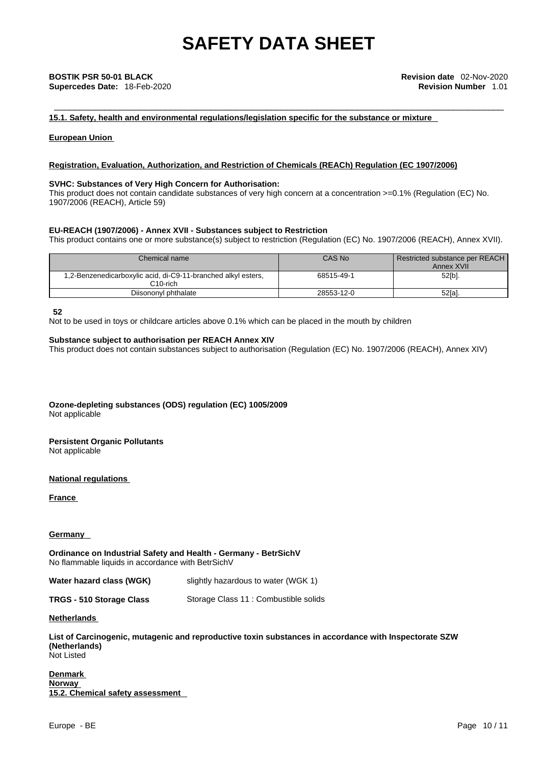#### 15.1. Safety, health and environmental regulations/legislation specific for the substance or mixture

**European Union**

**Registration, Evaluation, Authorization, and Restriction of Chemicals (REACh) Regulation (EC 1907/2006)**

**SVHC: Substances of Very High Concern for Authorisation:**
This product does not contain candidate substances of very high concern at a concentration >=0.1% (Regulation (EC) No. 1907/2006 (REACH), Article 59)

**EU-REACH (1907/2006) - Annex XVII - Substances subject to Restriction**
This product contains one or more substance(s) subject to restriction (Regulation (EC) No. 1907/2006 (REACH), Annex XVII).

| Chemical name | CAS No | Restricted substance per REACH Annex XVII |
|---|---|---|
| 1,2-Benzenedicarboxylic acid, di-C9-11-branched alkyl esters, C10-rich | 68515-49-1 | 52[b]. |
| Diisononyl phthalate | 28553-12-0 | 52[a]. |

**52**
Not to be used in toys or childcare articles above 0.1% which can be placed in the mouth by children

**Substance subject to authorisation per REACH Annex XIV**
This product does not contain substances subject to authorisation (Regulation (EC) No. 1907/2006 (REACH), Annex XIV)

**Ozone-depleting substances (ODS) regulation (EC) 1005/2009**
Not applicable

**Persistent Organic Pollutants**
Not applicable

**National regulations**

**France**

**Germany**

**Ordinance on Industrial Safety and Health - Germany - BetrSichV**
No flammable liquids in accordance with BetrSichV

**Water hazard class (WGK)** slightly hazardous to water (WGK 1)

**TRGS - 510 Storage Class** Storage Class 11 : Combustible solids

**Netherlands**

**List of Carcinogenic, mutagenic and reproductive toxin substances in accordance with Inspectorate SZW (Netherlands)**
Not Listed

**Denmark**
**Norway**

#### 15.2. Chemical safety assessment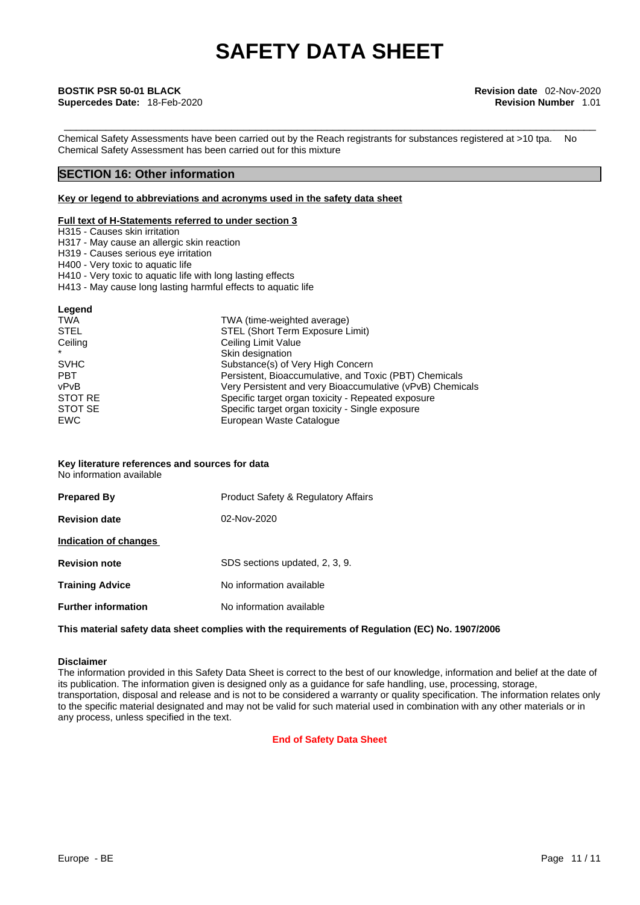Chemical Safety Assessments have been carried out by the Reach registrants for substances registered at >10 tpa. No Chemical Safety Assessment has been carried out for this mixture

## SECTION 16: Other information

**Key or legend to abbreviations and acronyms used in the safety data sheet**

**Full text of H-Statements referred to under section 3**

H315 - Causes skin irritation
H317 - May cause an allergic skin reaction
H319 - Causes serious eye irritation
H400 - Very toxic to aquatic life
H410 - Very toxic to aquatic life with long lasting effects
H413 - May cause long lasting harmful effects to aquatic life

**Legend**

| | |
|---|---|
| TWA | TWA (time-weighted average) |
| STEL | STEL (Short Term Exposure Limit) |
| Ceiling | Ceiling Limit Value |
| * | Skin designation |
| SVHC | Substance(s) of Very High Concern |
| PBT | Persistent, Bioaccumulative, and Toxic (PBT) Chemicals |
| vPvB | Very Persistent and very Bioaccumulative (vPvB) Chemicals |
| STOT RE | Specific target organ toxicity - Repeated exposure |
| STOT SE | Specific target organ toxicity - Single exposure |
| EWC | European Waste Catalogue |

**Key literature references and sources for data**
No information available

| | |
|---|---|
| **Prepared By** | Product Safety & Regulatory Affairs |
| **Revision date** | 02-Nov-2020 |

**Indication of changes**

| | |
|---|---|
| **Revision note** | SDS sections updated, 2, 3, 9. |
| **Training Advice** | No information available |
| **Further information** | No information available |

**This material safety data sheet complies with the requirements of Regulation (EC) No. 1907/2006**

**Disclaimer**
The information provided in this Safety Data Sheet is correct to the best of our knowledge, information and belief at the date of its publication. The information given is designed only as a guidance for safe handling, use, processing, storage, transportation, disposal and release and is not to be considered a warranty or quality specification. The information relates only to the specific material designated and may not be valid for such material used in combination with any other materials or in any process, unless specified in the text.

**End of Safety Data Sheet**